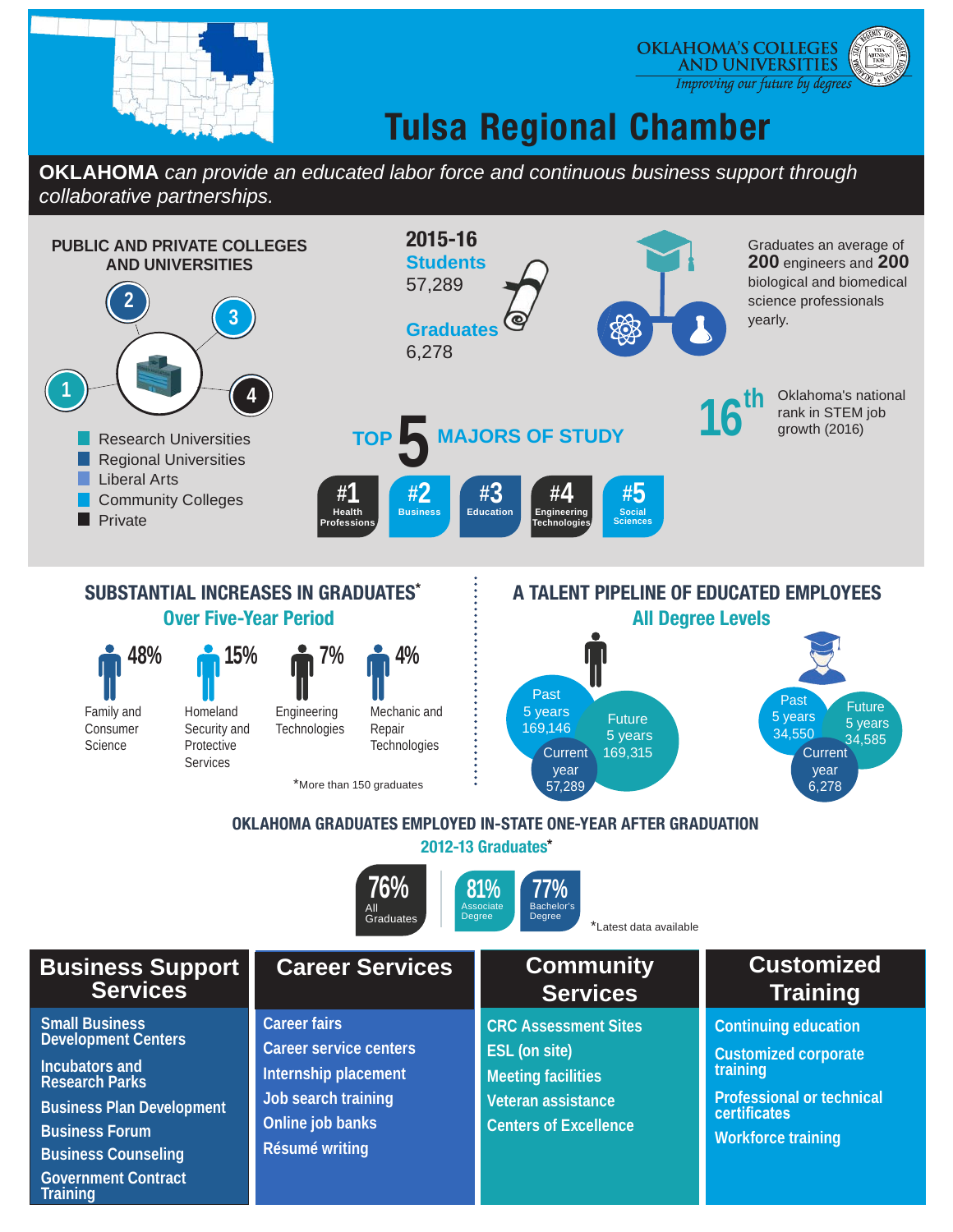OKLAHOMA'S COLLEGES AND UNIVERSITIES
*Improving our future by degrees*

# Tulsa Regional Chamber

**OKLAHOMA** *can provide an educated labor force and continuous business support through collaborative partnerships.*

## PUBLIC AND PRIVATE COLLEGES AND UNIVERSITIES

1, 2, 3, 4

- Research Universities
- Regional Universities
- Liberal Arts
- Community Colleges
- Private

**2015-16**

**Students**
57,289

**Graduates**
6,278

Graduates an average of **200** engineers and **200** biological and biomedical science professionals yearly.

**16th** Oklahoma's national rank in STEM job growth (2016)

## TOP 5 MAJORS OF STUDY

- #1 Health Professions
- #2 Business
- #3 Education
- #4 Engineering Technologies
- #5 Social Sciences

## SUBSTANTIAL INCREASES IN GRADUATES*

### Over Five-Year Period

- 48% Family and Consumer Science
- 15% Homeland Security and Protective Services
- 7% Engineering Technologies
- 4% Mechanic and Repair Technologies

*More than 150 graduates

## A TALENT PIPELINE OF EDUCATED EMPLOYEES

### All Degree Levels

| | Past 5 years | Current year | Future 5 years |
|---|---|---|---|
| Students | 169,146 | 57,289 | 169,315 |
| Graduates | 34,550 | 6,278 | 34,585 |

## OKLAHOMA GRADUATES EMPLOYED IN-STATE ONE-YEAR AFTER GRADUATION

### 2012-13 Graduates*

- 76% All Graduates
- 81% Associate Degree
- 77% Bachelor's Degree

*Latest data available

## Business Support Services

- Small Business Development Centers
- Incubators and Research Parks
- Business Plan Development
- Business Forum
- Business Counseling
- Government Contract Training

## Career Services

- Career fairs
- Career service centers
- Internship placement
- Job search training
- Online job banks
- Résumé writing

## Community Services

- CRC Assessment Sites
- ESL (on site)
- Meeting facilities
- Veteran assistance
- Centers of Excellence

## Customized Training

- Continuing education
- Customized corporate training
- Professional or technical certificates
- Workforce training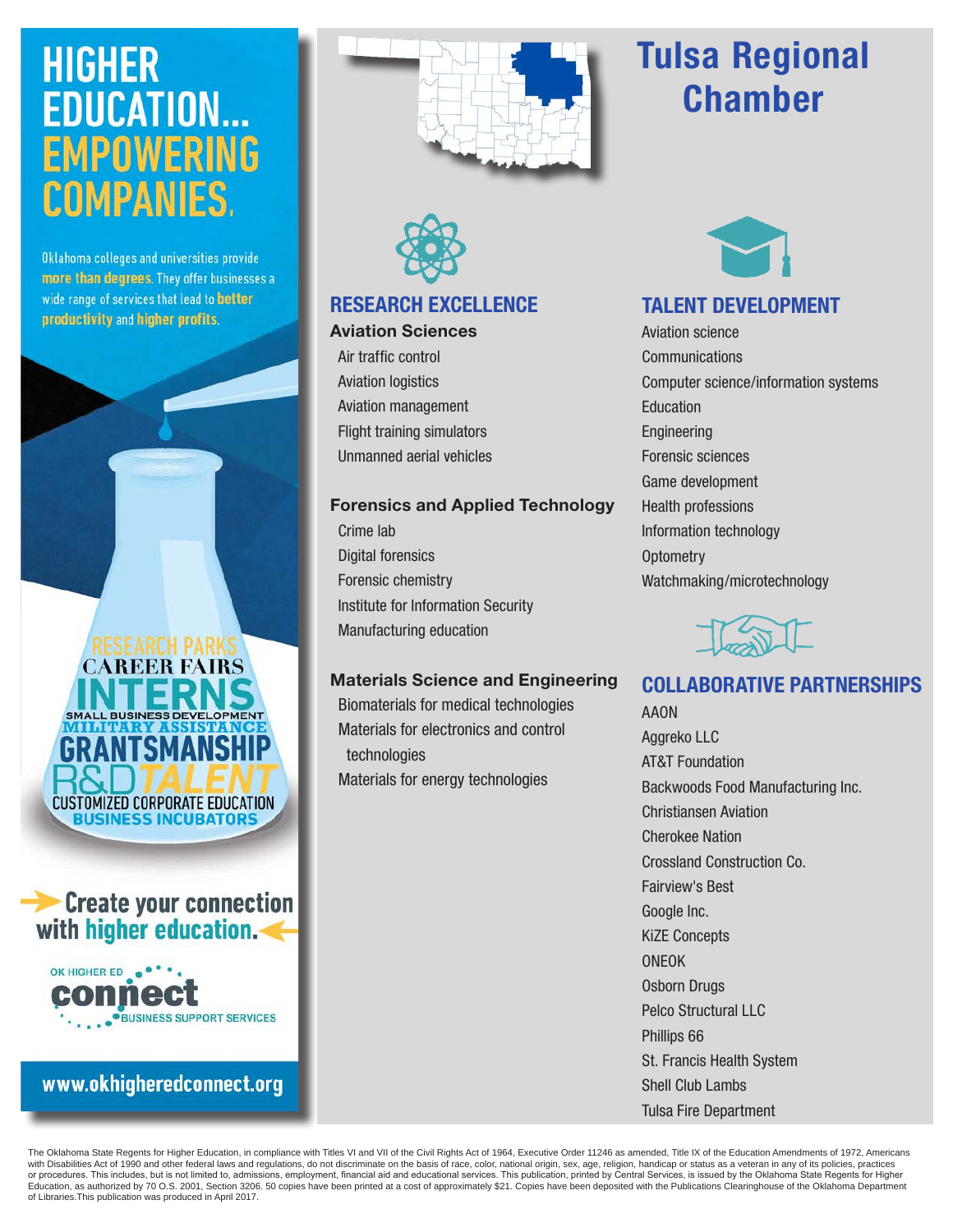# HIGHER EDUCATION... EMPOWERING COMPANIES.

Oklahoma colleges and universities provide **more than degrees**. They offer businesses a wide range of services that lead to **better productivity** and **higher profits**.

RESEARCH PARKS
CAREER FAIRS
INTERNS
SMALL BUSINESS DEVELOPMENT
MILITARY ASSISTANCE
GRANTSMANSHIP
R&D TALENT
CUSTOMIZED CORPORATE EDUCATION
BUSINESS INCUBATORS

**Create your connection with higher education.**

OK HIGHER ED connect BUSINESS SUPPORT SERVICES

www.okhigheredconnect.org

# Tulsa Regional Chamber

## RESEARCH EXCELLENCE

### Aviation Sciences

- Air traffic control
- Aviation logistics
- Aviation management
- Flight training simulators
- Unmanned aerial vehicles

### Forensics and Applied Technology

- Crime lab
- Digital forensics
- Forensic chemistry
- Institute for Information Security
- Manufacturing education

### Materials Science and Engineering

- Biomaterials for medical technologies
- Materials for electronics and control technologies
- Materials for energy technologies

## TALENT DEVELOPMENT

- Aviation science
- Communications
- Computer science/information systems
- Education
- Engineering
- Forensic sciences
- Game development
- Health professions
- Information technology
- Optometry
- Watchmaking/microtechnology

## COLLABORATIVE PARTNERSHIPS

- AAON
- Aggreko LLC
- AT&T Foundation
- Backwoods Food Manufacturing Inc.
- Christiansen Aviation
- Cherokee Nation
- Crossland Construction Co.
- Fairview's Best
- Google Inc.
- KiZE Concepts
- ONEOK
- Osborn Drugs
- Pelco Structural LLC
- Phillips 66
- St. Francis Health System
- Shell Club Lambs
- Tulsa Fire Department

The Oklahoma State Regents for Higher Education, in compliance with Titles VI and VII of the Civil Rights Act of 1964, Executive Order 11246 as amended, Title IX of the Education Amendments of 1972, Americans with Disabilities Act of 1990 and other federal laws and regulations, do not discriminate on the basis of race, color, national origin, sex, age, religion, handicap or status as a veteran in any of its policies, practices or procedures. This includes, but is not limited to, admissions, employment, financial aid and educational services. This publication, printed by Central Services, is issued by the Oklahoma State Regents for Higher Education, as authorized by 70 O.S. 2001, Section 3206. 50 copies have been printed at a cost of approximately $21. Copies have been deposited with the Publications Clearinghouse of the Oklahoma Department of Libraries.This publication was produced in April 2017.